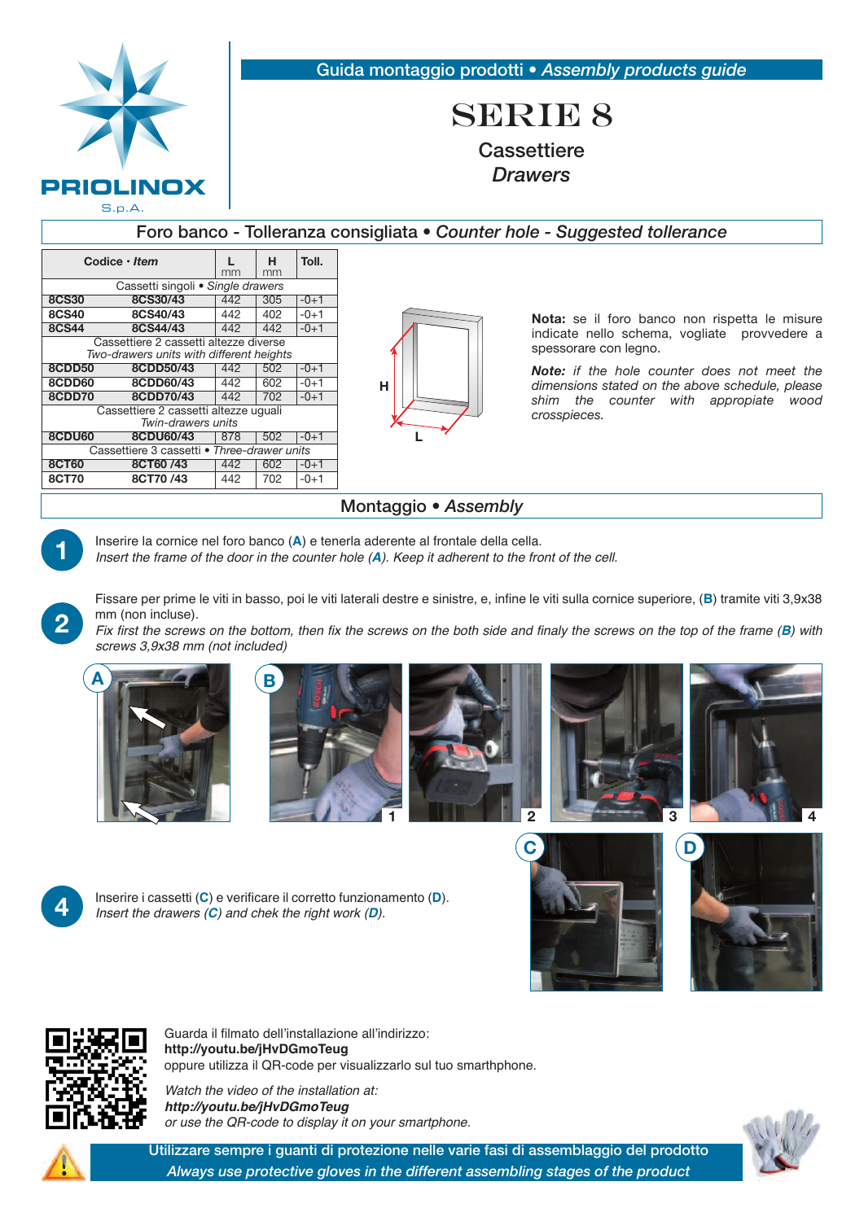PRIOLINOX S.p.A.

Guida montaggio prodotti • *Assembly products guide*

# SERIE 8

## Cassettiere
## *Drawers*

## Foro banco - Tolleranza consigliata • *Counter hole - Suggested tollerance*

| Codice • *Item* | | L mm | H mm | Toll. |
|---|---|---|---|---|
| Cassetti singoli • *Single drawers* | | | | |
| 8CS30 | 8CS30/43 | 442 | 305 | -0+1 |
| 8CS40 | 8CS40/43 | 442 | 402 | -0+1 |
| 8CS44 | 8CS44/43 | 442 | 442 | -0+1 |
| Cassettiere 2 cassetti altezze diverse *Two-drawers units with different heights* | | | | |
| 8CDD50 | 8CDD50/43 | 442 | 502 | -0+1 |
| 8CDD60 | 8CDD60/43 | 442 | 602 | -0+1 |
| 8CDD70 | 8CDD70/43 | 442 | 702 | -0+1 |
| Cassettiere 2 cassetti altezze uguali *Twin-drawers units* | | | | |
| 8CDU60 | 8CDU60/43 | 878 | 502 | -0+1 |
| Cassettiere 3 cassetti • *Three-drawer units* | | | | |
| 8CT60 | 8CT60 /43 | 442 | 602 | -0+1 |
| 8CT70 | 8CT70 /43 | 442 | 702 | -0+1 |

H

L

**Nota:** se il foro banco non rispetta le misure indicate nello schema, vogliate provvedere a spessorare con legno.

***Note:*** *if the hole counter does not meet the dimensions stated on the above schedule, please shim the counter with appropiate wood crosspieces.*

## Montaggio • *Assembly*

**1** Inserire la cornice nel foro banco (**A**) e tenerla aderente al frontale della cella.
*Insert the frame of the door in the counter hole (**A**). Keep it adherent to the front of the cell.*

**2** Fissare per prime le viti in basso, poi le viti laterali destre e sinistre, e, infine le viti sulla cornice superiore, (**B**) tramite viti 3,9x38 mm (non incluse).
*Fix first the screws on the bottom, then fix the screws on the both side and finaly the screws on the top of the frame (**B**) with screws 3,9x38 mm (not included)*

A

B 1 2 3 4

C D

**4** Inserire i cassetti (**C**) e verificare il corretto funzionamento (**D**).
*Insert the drawers (**C**) and chek the right work (**D**).*

Guarda il filmato dell'installazione all'indirizzo:
**http://youtu.be/jHvDGmoTeug**
oppure utilizza il QR-code per visualizzarlo sul tuo smarthphone.

*Watch the video of the installation at:*
***http://youtu.be/jHvDGmoTeug***
*or use the QR-code to display it on your smartphone.*

Utilizzare sempre i guanti di protezione nelle varie fasi di assemblaggio del prodotto
*Always use protective gloves in the different assembling stages of the product*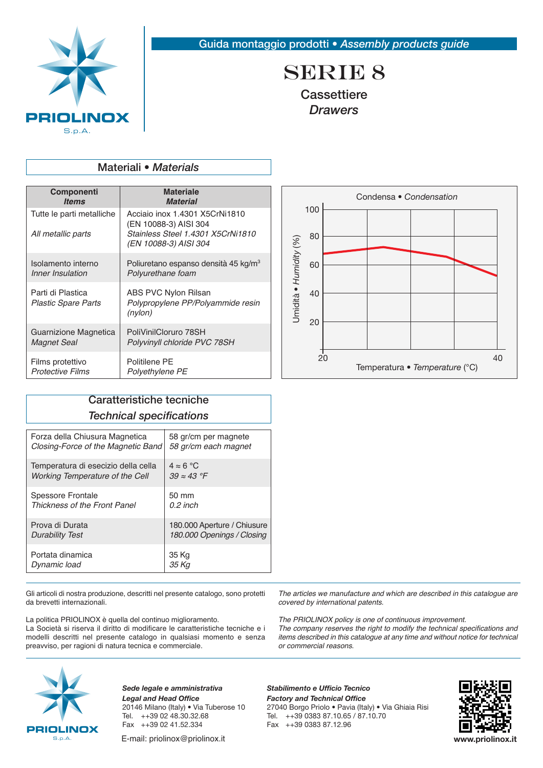PRIOLINOX S.p.A.

Guida montaggio prodotti • *Assembly products guide*

# SERIE 8

## Cassettiere
## *Drawers*

### Materiali • *Materials*

| Componenti<br>*Items* | Materiale<br>*Material* |
|---|---|
| Tutte le parti metalliche<br><br>*All metallic parts* | Acciaio inox 1.4301 X5CrNi1810 (EN 10088-3) AISI 304<br>*Stainless Steel 1.4301 X5CrNi1810 (EN 10088-3) AISI 304* |
| Isolamento interno<br>*Inner Insulation* | Poliuretano espanso densità 45 kg/m$^3$<br>*Polyurethane foam* |
| Parti di Plastica<br>*Plastic Spare Parts* | ABS PVC Nylon Rilsan<br>*Polypropylene PP/Polyammide resin (nylon)* |
| Guarnizione Magnetica<br>*Magnet Seal* | PoliVinilCloruro 78SH<br>*Polyvinyll chloride PVC 78SH* |
| Films protettivo<br>*Protective Films* | Politilene PE<br>*Polyethylene PE* |

Condensa • *Condensation*

Umidità • *Humidity* (%)

100
80
60
40
20

20
40

Temperatura • *Temperature* (°C)

### Caratteristiche tecniche
### *Technical specifications*

| | |
|---|---|
| Forza della Chiusura Magnetica<br>*Closing-Force of the Magnetic Band* | 58 gr/cm per magnete<br>*58 gr/cm each magnet* |
| Temperatura di esecizio della cella<br>*Working Temperature of the Cell* | 4 ≈ 6 °C<br>*39 ≈ 43 °F* |
| Spessore Frontale<br>*Thickness of the Front Panel* | 50 mm<br>*0.2 inch* |
| Prova di Durata<br>*Durability Test* | 180.000 Aperture / Chiusure<br>*180.000 Openings / Closing* |
| Portata dinamica<br>*Dynamic load* | 35 Kg<br>*35 Kg* |

Gli articoli di nostra produzione, descritti nel presente catalogo, sono protetti da brevetti internazionali.

La politica PRIOLINOX è quella del continuo miglioramento.
La Società si riserva il diritto di modificare le caratteristiche tecniche e i modelli descritti nel presente catalogo in qualsiasi momento e senza preavviso, per ragioni di natura tecnica e commerciale.

*The articles we manufacture and which are described in this catalogue are covered by international patents.*

*The PRIOLINOX policy is one of continuous improvement.*
*The company reserves the right to modify the technical specifications and items described in this catalogue at any time and without notice for technical or commercial reasons.*

PRIOLINOX S.p.A.

***Sede legale e amministrativa***
***Legal and Head Office***
20146 Milano (Italy) • Via Tuberose 10
Tel. ++39 02 48.30.32.68
Fax ++39 02 41.52.334

E-mail: priolinox@priolinox.it

***Stabilimento e Ufficio Tecnico***
***Factory and Technical Office***
27040 Borgo Priolo • Pavia (Italy) • Via Ghiaia Risi
Tel. ++39 0383 87.10.65 / 87.10.70
Fax ++39 0383 87.12.96

www.priolinox.it